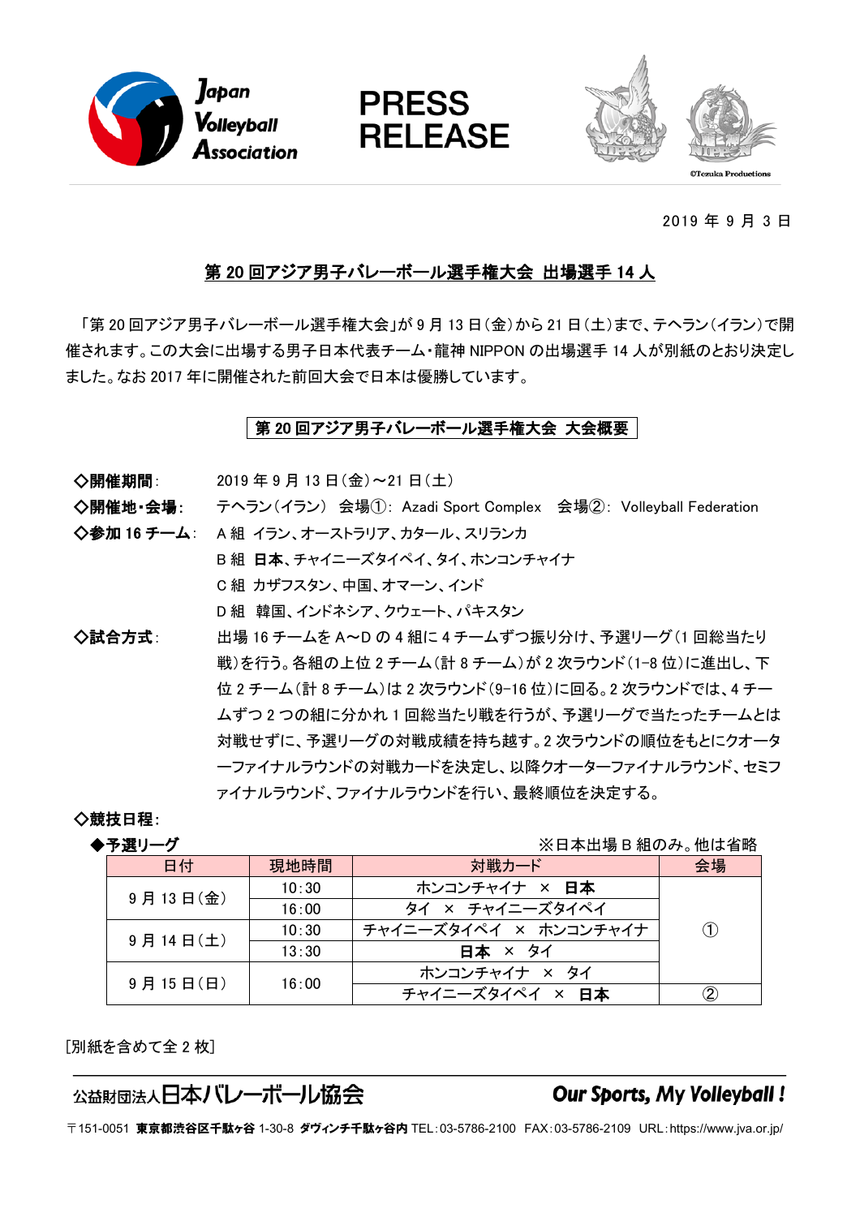Japan Volleyball Association

PRESS RELEASE

©Tezuka Productions

2019 年 9 月 3 日

# 第 20 回アジア男子バレーボール選手権大会 出場選手 14 人

「第 20 回アジア男子バレーボール選手権大会」が 9 月 13 日（金）から 21 日（土）まで、テヘラン（イラン）で開催されます。この大会に出場する男子日本代表チーム・龍神 NIPPON の出場選手 14 人が別紙のとおり決定しました。なお 2017 年に開催された前回大会で日本は優勝しています。

## 第 20 回アジア男子バレーボール選手権大会 大会概要

**◇開催期間**: 2019 年 9 月 13 日（金）～21 日（土）

**◇開催地・会場**: テヘラン（イラン） 会場①: Azadi Sport Complex 会場②: Volleyball Federation

**◇参加 16 チーム**:
- A 組 イラン、オーストラリア、カタール、スリランカ
- B 組 **日本**、チャイニーズタイペイ、タイ、ホンコンチャイナ
- C 組 カザフスタン、中国、オマーン、インド
- D 組 韓国、インドネシア、クウェート、パキスタン

**◇試合方式**: 出場 16 チームを A～D の 4 組に 4 チームずつ振り分け、予選リーグ（1 回総当たり戦）を行う。各組の上位 2 チーム（計 8 チーム）が 2 次ラウンド（1-8 位）に進出し、下位 2 チーム（計 8 チーム）は 2 次ラウンド（9-16 位）に回る。2 次ラウンドでは、4 チームずつ 2 つの組に分かれ 1 回総当たり戦を行うが、予選リーグで当たったチームとは対戦せずに、予選リーグの対戦成績を持ち越す。2 次ラウンドの順位をもとにクオーターファイナルラウンドの対戦カードを決定し、以降クオーターファイナルラウンド、セミファイナルラウンド、ファイナルラウンドを行い、最終順位を決定する。

**◇競技日程**:

**◆予選リーグ** ※日本出場 B 組のみ。他は省略

| 日付 | 現地時間 | 対戦カード | 会場 |
|---|---|---|---|
| 9 月 13 日（金） | 10:30 | ホンコンチャイナ × **日本** | ① |
| | 16:00 | タイ × チャイニーズタイペイ | ① |
| 9 月 14 日（土） | 10:30 | チャイニーズタイペイ × ホンコンチャイナ | ① |
| | 13:30 | **日本** × タイ | ① |
| 9 月 15 日（日） | 16:00 | ホンコンチャイナ × タイ | ① |
| | | チャイニーズタイペイ × **日本** | ② |

[別紙を含めて全 2 枚]

公益財団法人日本バレーボール協会　*Our Sports, My Volleyball !*

〒151-0051 **東京都渋谷区千駄ヶ谷** 1-30-8 **ダヴィンチ千駄ヶ谷内** TEL：03-5786-2100 FAX：03-5786-2109 URL：https://www.jva.or.jp/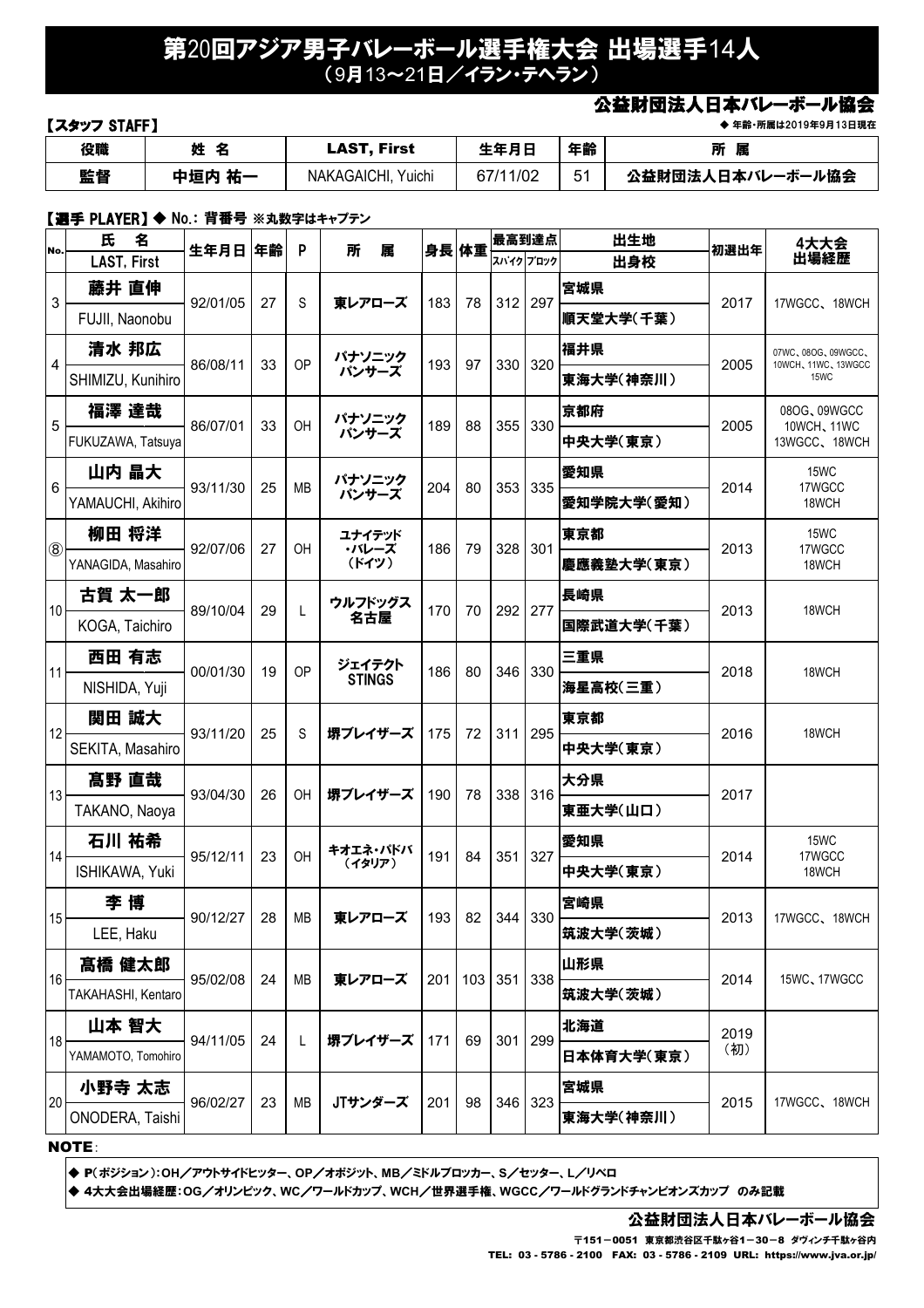# 第20回アジア男子バレーボール選手権大会 出場選手14人
（9月13〜21日／イラン・テヘラン）

公益財団法人日本バレーボール協会

【スタッフ STAFF】

◆ 年齢・所属は2019年9月13日現在

| 役職 | 姓 名 | LAST, First | 生年月日 | 年齢 | 所 属 |
|---|---|---|---|---|---|
| 監督 | 中垣内 祐一 | NAKAGAICHI, Yuichi | 67/11/02 | 51 | 公益財団法人日本バレーボール協会 |

【選手 PLAYER】◆ No.：背番号 ※丸数字はキャプテン

| No. | 氏 名 / LAST, First | 生年月日 | 年齢 | P | 所 属 | 身長 | 体重 | 最高到達点 スパイク | 最高到達点 ブロック | 出生地 / 出身校 | 初選出年 | 4大大会出場経歴 |
|---|---|---|---|---|---|---|---|---|---|---|---|---|
| 3 | 藤井 直伸 / FUJII, Naonobu | 92/01/05 | 27 | S | 東レアローズ | 183 | 78 | 312 | 297 | 宮城県 / 順天堂大学（千葉） | 2017 | 17WGCC、18WCH |
| 4 | 清水 邦広 / SHIMIZU, Kunihiro | 86/08/11 | 33 | OP | パナソニックパンサーズ | 193 | 97 | 330 | 320 | 福井県 / 東海大学（神奈川） | 2005 | 07WC、08OG、09WGCC、10WCH、11WC、13WGCC 15WC |
| 5 | 福澤 達哉 / FUKUZAWA, Tatsuya | 86/07/01 | 33 | OH | パナソニックパンサーズ | 189 | 88 | 355 | 330 | 京都府 / 中央大学（東京） | 2005 | 08OG、09WGCC 10WCH、11WC 13WGCC、18WCH |
| 6 | 山内 晶大 / YAMAUCHI, Akihiro | 93/11/30 | 25 | MB | パナソニックパンサーズ | 204 | 80 | 353 | 335 | 愛知県 / 愛知学院大学（愛知） | 2014 | 15WC 17WGCC 18WCH |
| ⑧ | 柳田 将洋 / YANAGIDA, Masahiro | 92/07/06 | 27 | OH | ユナイテッド・バレーズ（ドイツ） | 186 | 79 | 328 | 301 | 東京都 / 慶應義塾大学（東京） | 2013 | 15WC 17WGCC 18WCH |
| 10 | 古賀 太一郎 / KOGA, Taichiro | 89/10/04 | 29 | L | ウルフドッグス名古屋 | 170 | 70 | 292 | 277 | 長崎県 / 国際武道大学（千葉） | 2013 | 18WCH |
| 11 | 西田 有志 / NISHIDA, Yuji | 00/01/30 | 19 | OP | ジェイテクトSTINGS | 186 | 80 | 346 | 330 | 三重県 / 海星高校（三重） | 2018 | 18WCH |
| 12 | 関田 誠大 / SEKITA, Masahiro | 93/11/20 | 25 | S | 堺ブレイザーズ | 175 | 72 | 311 | 295 | 東京都 / 中央大学（東京） | 2016 | 18WCH |
| 13 | 髙野 直哉 / TAKANO, Naoya | 93/04/30 | 26 | OH | 堺ブレイザーズ | 190 | 78 | 338 | 316 | 大分県 / 東亜大学（山口） | 2017 | |
| 14 | 石川 祐希 / ISHIKAWA, Yuki | 95/12/11 | 23 | OH | キオエネ・パドバ（イタリア） | 191 | 84 | 351 | 327 | 愛知県 / 中央大学（東京） | 2014 | 15WC 17WGCC 18WCH |
| 15 | 李 博 / LEE, Haku | 90/12/27 | 28 | MB | 東レアローズ | 193 | 82 | 344 | 330 | 宮崎県 / 筑波大学（茨城） | 2013 | 17WGCC、18WCH |
| 16 | 髙橋 健太郎 / TAKAHASHI, Kentaro | 95/02/08 | 24 | MB | 東レアローズ | 201 | 103 | 351 | 338 | 山形県 / 筑波大学（茨城） | 2014 | 15WC、17WGCC |
| 18 | 山本 智大 / YAMAMOTO, Tomohiro | 94/11/05 | 24 | L | 堺ブレイザーズ | 171 | 69 | 301 | 299 | 北海道 / 日本体育大学（東京） | 2019（初） | |
| 20 | 小野寺 太志 / ONODERA, Taishi | 96/02/27 | 23 | MB | JTサンダーズ | 201 | 98 | 346 | 323 | 宮城県 / 東海大学（神奈川） | 2015 | 17WGCC、18WCH |

NOTE：

◆ P（ポジション）：OH／アウトサイドヒッター、OP／オポジット、MB／ミドルブロッカー、S／セッター、L／リベロ

◆ 4大大会出場経歴：OG／オリンピック、WC／ワールドカップ、WCH／世界選手権、WGCC／ワールドグランドチャンピオンズカップ のみ記載

公益財団法人日本バレーボール協会

〒151－0051 東京都渋谷区千駄ヶ谷1－30－8 ダヴィンチ千駄ヶ谷内

TEL: 03 - 5786 - 2100 FAX: 03 - 5786 - 2109 URL: https://www.jva.or.jp/